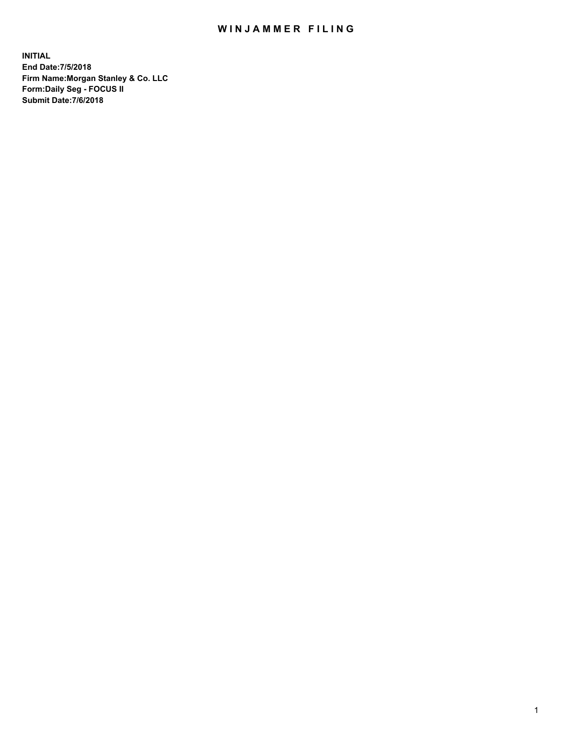# WINJAMMER FILING

**INITIAL**
**End Date:7/5/2018**
**Firm Name:Morgan Stanley & Co. LLC**
**Form:Daily Seg - FOCUS II**
**Submit Date:7/6/2018**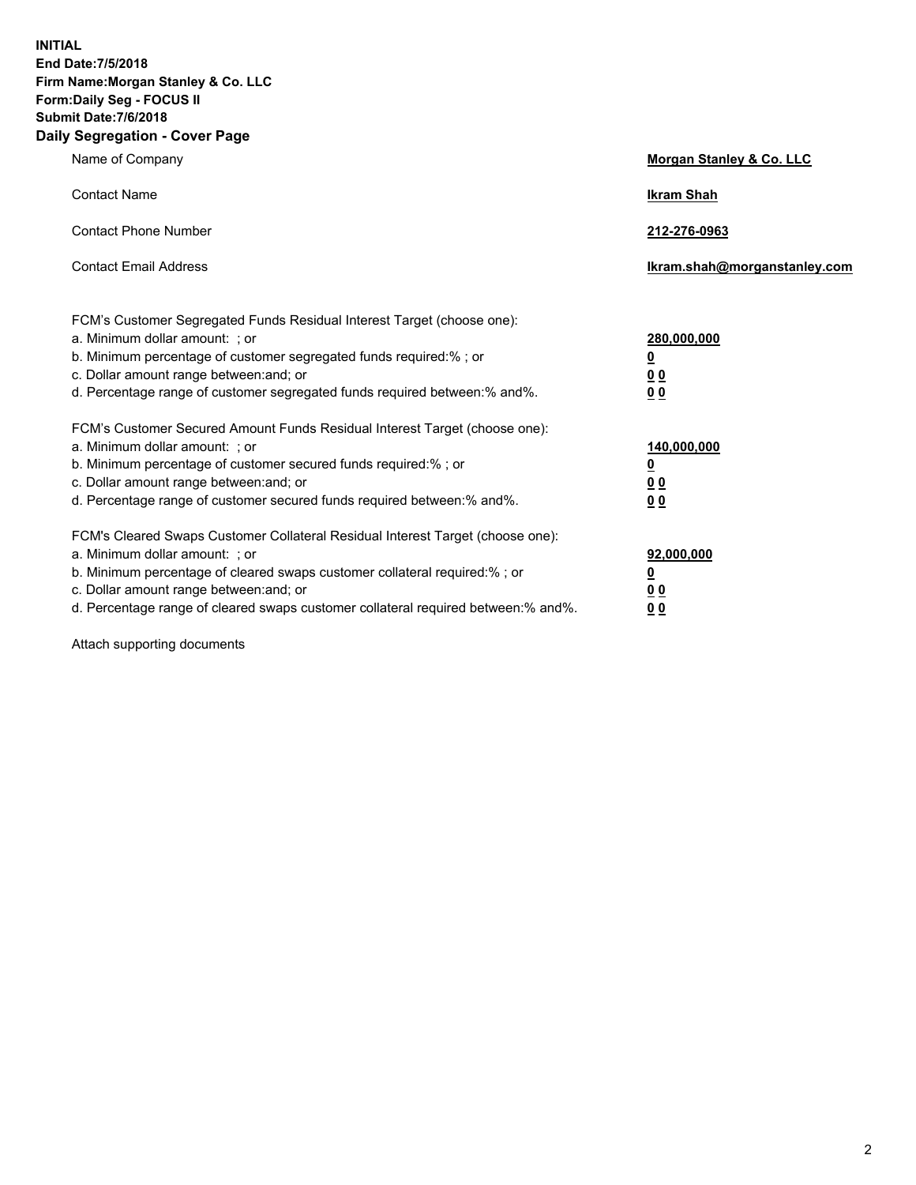**INITIAL**
**End Date:7/5/2018**
**Firm Name:Morgan Stanley & Co. LLC**
**Form:Daily Seg - FOCUS II**
**Submit Date:7/6/2018**

## Daily Segregation - Cover Page

| | |
|---|---|
| Name of Company | **Morgan Stanley & Co. LLC** |
| Contact Name | **Ikram Shah** |
| Contact Phone Number | **212-276-0963** |
| Contact Email Address | **Ikram.shah@morganstanley.com** |

| | |
|---|---|
| FCM's Customer Segregated Funds Residual Interest Target (choose one): | |
| a. Minimum dollar amount: ; or | **280,000,000** |
| b. Minimum percentage of customer segregated funds required:% ; or | **0** |
| c. Dollar amount range between:and; or | **0 0** |
| d. Percentage range of customer segregated funds required between:% and%. | **0 0** |
| FCM's Customer Secured Amount Funds Residual Interest Target (choose one): | |
| a. Minimum dollar amount: ; or | **140,000,000** |
| b. Minimum percentage of customer secured funds required:% ; or | **0** |
| c. Dollar amount range between:and; or | **0 0** |
| d. Percentage range of customer secured funds required between:% and%. | **0 0** |
| FCM's Cleared Swaps Customer Collateral Residual Interest Target (choose one): | |
| a. Minimum dollar amount: ; or | **92,000,000** |
| b. Minimum percentage of cleared swaps customer collateral required:% ; or | **0** |
| c. Dollar amount range between:and; or | **0 0** |
| d. Percentage range of cleared swaps customer collateral required between:% and%. | **0 0** |

Attach supporting documents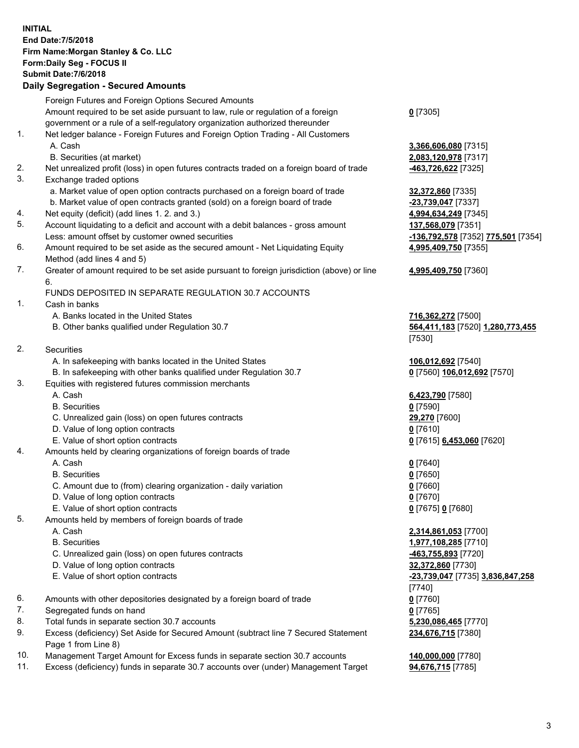**INITIAL**
**End Date:7/5/2018**
**Firm Name:Morgan Stanley & Co. LLC**
**Form:Daily Seg - FOCUS II**
**Submit Date:7/6/2018**

### Daily Segregation - Secured Amounts

| | | |
|---|---|---|
| | Foreign Futures and Foreign Options Secured Amounts | |
| | Amount required to be set aside pursuant to law, rule or regulation of a foreign government or a rule of a self-regulatory organization authorized thereunder | **0** [7305] |
| 1. | Net ledger balance - Foreign Futures and Foreign Option Trading - All Customers | |
| | A. Cash | **3,366,606,080** [7315] |
| | B. Securities (at market) | **2,083,120,978** [7317] |
| 2. | Net unrealized profit (loss) in open futures contracts traded on a foreign board of trade | **-463,726,622** [7325] |
| 3. | Exchange traded options | |
| | a. Market value of open option contracts purchased on a foreign board of trade | **32,372,860** [7335] |
| | b. Market value of open contracts granted (sold) on a foreign board of trade | **-23,739,047** [7337] |
| 4. | Net equity (deficit) (add lines 1. 2. and 3.) | **4,994,634,249** [7345] |
| 5. | Account liquidating to a deficit and account with a debit balances - gross amount | **137,568,079** [7351] |
| | Less: amount offset by customer owned securities | **-136,792,578** [7352] **775,501** [7354] |
| 6. | Amount required to be set aside as the secured amount - Net Liquidating Equity Method (add lines 4 and 5) | **4,995,409,750** [7355] |
| 7. | Greater of amount required to be set aside pursuant to foreign jurisdiction (above) or line 6. | **4,995,409,750** [7360] |
| | FUNDS DEPOSITED IN SEPARATE REGULATION 30.7 ACCOUNTS | |
| 1. | Cash in banks | |
| | A. Banks located in the United States | **716,362,272** [7500] |
| | B. Other banks qualified under Regulation 30.7 | **564,411,183** [7520] **1,280,773,455** [7530] |
| 2. | Securities | |
| | A. In safekeeping with banks located in the United States | **106,012,692** [7540] |
| | B. In safekeeping with other banks qualified under Regulation 30.7 | **0** [7560] **106,012,692** [7570] |
| 3. | Equities with registered futures commission merchants | |
| | A. Cash | **6,423,790** [7580] |
| | B. Securities | **0** [7590] |
| | C. Unrealized gain (loss) on open futures contracts | **29,270** [7600] |
| | D. Value of long option contracts | **0** [7610] |
| | E. Value of short option contracts | **0** [7615] **6,453,060** [7620] |
| 4. | Amounts held by clearing organizations of foreign boards of trade | |
| | A. Cash | **0** [7640] |
| | B. Securities | **0** [7650] |
| | C. Amount due to (from) clearing organization - daily variation | **0** [7660] |
| | D. Value of long option contracts | **0** [7670] |
| | E. Value of short option contracts | **0** [7675] **0** [7680] |
| 5. | Amounts held by members of foreign boards of trade | |
| | A. Cash | **2,314,861,053** [7700] |
| | B. Securities | **1,977,108,285** [7710] |
| | C. Unrealized gain (loss) on open futures contracts | **-463,755,893** [7720] |
| | D. Value of long option contracts | **32,372,860** [7730] |
| | E. Value of short option contracts | **-23,739,047** [7735] **3,836,847,258** [7740] |
| 6. | Amounts with other depositories designated by a foreign board of trade | **0** [7760] |
| 7. | Segregated funds on hand | **0** [7765] |
| 8. | Total funds in separate section 30.7 accounts | **5,230,086,465** [7770] |
| 9. | Excess (deficiency) Set Aside for Secured Amount (subtract line 7 Secured Statement Page 1 from Line 8) | **234,676,715** [7380] |
| 10. | Management Target Amount for Excess funds in separate section 30.7 accounts | **140,000,000** [7780] |
| 11. | Excess (deficiency) funds in separate 30.7 accounts over (under) Management Target | **94,676,715** [7785] |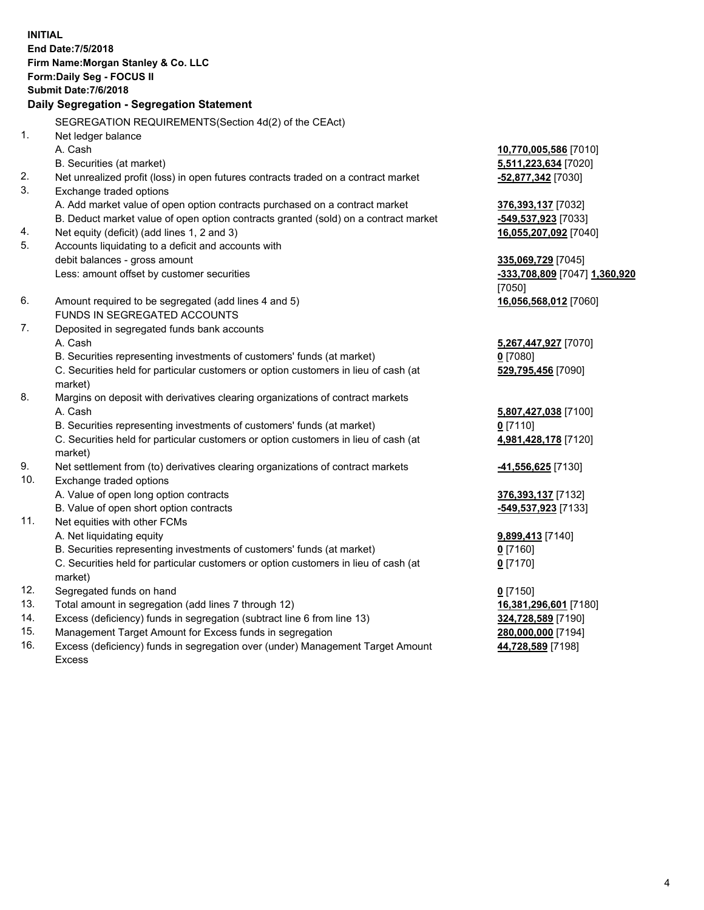**INITIAL**
**End Date:7/5/2018**
**Firm Name:Morgan Stanley & Co. LLC**
**Form:Daily Seg - FOCUS II**
**Submit Date:7/6/2018**

## Daily Segregation - Segregation Statement

SEGREGATION REQUIREMENTS(Section 4d(2) of the CEAct)

| | | |
|---|---|---|
| 1. | Net ledger balance | |
| | A. Cash | **10,770,005,586** [7010] |
| | B. Securities (at market) | **5,511,223,634** [7020] |
| 2. | Net unrealized profit (loss) in open futures contracts traded on a contract market | **-52,877,342** [7030] |
| 3. | Exchange traded options | |
| | A. Add market value of open option contracts purchased on a contract market | **376,393,137** [7032] |
| | B. Deduct market value of open option contracts granted (sold) on a contract market | **-549,537,923** [7033] |
| 4. | Net equity (deficit) (add lines 1, 2 and 3) | **16,055,207,092** [7040] |
| 5. | Accounts liquidating to a deficit and accounts with debit balances - gross amount | **335,069,729** [7045] |
| | Less: amount offset by customer securities | **-333,708,809** [7047] **1,360,920** [7050] |
| 6. | Amount required to be segregated (add lines 4 and 5) | **16,056,568,012** [7060] |
| | FUNDS IN SEGREGATED ACCOUNTS | |
| 7. | Deposited in segregated funds bank accounts | |
| | A. Cash | **5,267,447,927** [7070] |
| | B. Securities representing investments of customers' funds (at market) | **0** [7080] |
| | C. Securities held for particular customers or option customers in lieu of cash (at market) | **529,795,456** [7090] |
| 8. | Margins on deposit with derivatives clearing organizations of contract markets | |
| | A. Cash | **5,807,427,038** [7100] |
| | B. Securities representing investments of customers' funds (at market) | **0** [7110] |
| | C. Securities held for particular customers or option customers in lieu of cash (at market) | **4,981,428,178** [7120] |
| 9. | Net settlement from (to) derivatives clearing organizations of contract markets | **-41,556,625** [7130] |
| 10. | Exchange traded options | |
| | A. Value of open long option contracts | **376,393,137** [7132] |
| | B. Value of open short option contracts | **-549,537,923** [7133] |
| 11. | Net equities with other FCMs | |
| | A. Net liquidating equity | **9,899,413** [7140] |
| | B. Securities representing investments of customers' funds (at market) | **0** [7160] |
| | C. Securities held for particular customers or option customers in lieu of cash (at market) | **0** [7170] |
| 12. | Segregated funds on hand | **0** [7150] |
| 13. | Total amount in segregation (add lines 7 through 12) | **16,381,296,601** [7180] |
| 14. | Excess (deficiency) funds in segregation (subtract line 6 from line 13) | **324,728,589** [7190] |
| 15. | Management Target Amount for Excess funds in segregation | **280,000,000** [7194] |
| 16. | Excess (deficiency) funds in segregation over (under) Management Target Amount Excess | **44,728,589** [7198] |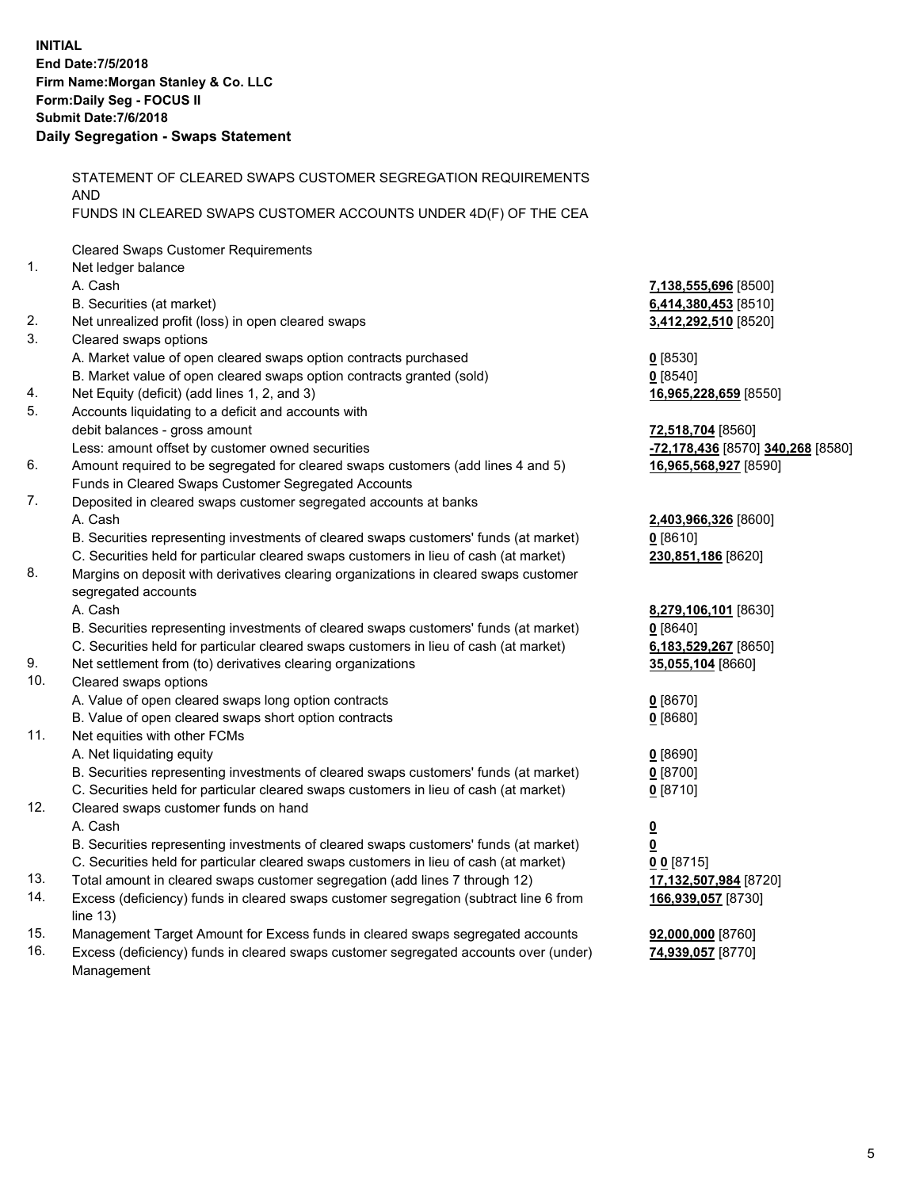**INITIAL**
**End Date:7/5/2018**
**Firm Name:Morgan Stanley & Co. LLC**
**Form:Daily Seg - FOCUS II**
**Submit Date:7/6/2018**
**Daily Segregation - Swaps Statement**

STATEMENT OF CLEARED SWAPS CUSTOMER SEGREGATION REQUIREMENTS AND FUNDS IN CLEARED SWAPS CUSTOMER ACCOUNTS UNDER 4D(F) OF THE CEA

| | | |
|---|---|---|
| | Cleared Swaps Customer Requirements | |
| 1. | Net ledger balance | |
| | A. Cash | **7,138,555,696** [8500] |
| | B. Securities (at market) | **6,414,380,453** [8510] |
| 2. | Net unrealized profit (loss) in open cleared swaps | **3,412,292,510** [8520] |
| 3. | Cleared swaps options | |
| | A. Market value of open cleared swaps option contracts purchased | **0** [8530] |
| | B. Market value of open cleared swaps option contracts granted (sold) | **0** [8540] |
| 4. | Net Equity (deficit) (add lines 1, 2, and 3) | **16,965,228,659** [8550] |
| 5. | Accounts liquidating to a deficit and accounts with debit balances - gross amount | **72,518,704** [8560] |
| | Less: amount offset by customer owned securities | **-72,178,436** [8570] **340,268** [8580] |
| 6. | Amount required to be segregated for cleared swaps customers (add lines 4 and 5) | **16,965,568,927** [8590] |
| | Funds in Cleared Swaps Customer Segregated Accounts | |
| 7. | Deposited in cleared swaps customer segregated accounts at banks | |
| | A. Cash | **2,403,966,326** [8600] |
| | B. Securities representing investments of cleared swaps customers' funds (at market) | **0** [8610] |
| | C. Securities held for particular cleared swaps customers in lieu of cash (at market) | **230,851,186** [8620] |
| 8. | Margins on deposit with derivatives clearing organizations in cleared swaps customer segregated accounts | |
| | A. Cash | **8,279,106,101** [8630] |
| | B. Securities representing investments of cleared swaps customers' funds (at market) | **0** [8640] |
| | C. Securities held for particular cleared swaps customers in lieu of cash (at market) | **6,183,529,267** [8650] |
| 9. | Net settlement from (to) derivatives clearing organizations | **35,055,104** [8660] |
| 10. | Cleared swaps options | |
| | A. Value of open cleared swaps long option contracts | **0** [8670] |
| | B. Value of open cleared swaps short option contracts | **0** [8680] |
| 11. | Net equities with other FCMs | |
| | A. Net liquidating equity | **0** [8690] |
| | B. Securities representing investments of cleared swaps customers' funds (at market) | **0** [8700] |
| | C. Securities held for particular cleared swaps customers in lieu of cash (at market) | **0** [8710] |
| 12. | Cleared swaps customer funds on hand | |
| | A. Cash | **0** |
| | B. Securities representing investments of cleared swaps customers' funds (at market) | **0** |
| | C. Securities held for particular cleared swaps customers in lieu of cash (at market) | **0** **0** [8715] |
| 13. | Total amount in cleared swaps customer segregation (add lines 7 through 12) | **17,132,507,984** [8720] |
| 14. | Excess (deficiency) funds in cleared swaps customer segregation (subtract line 6 from line 13) | **166,939,057** [8730] |
| 15. | Management Target Amount for Excess funds in cleared swaps segregated accounts | **92,000,000** [8760] |
| 16. | Excess (deficiency) funds in cleared swaps customer segregated accounts over (under) Management | **74,939,057** [8770] |